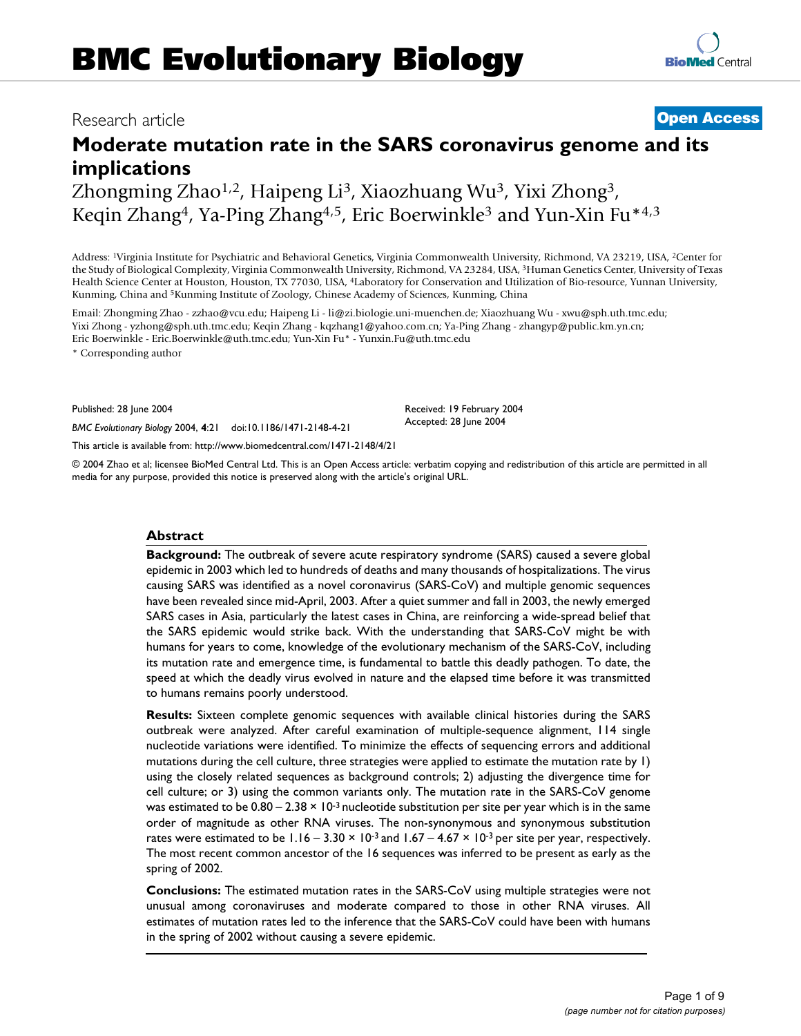# BMC Evolutionary Biology

Research article **Open Access**

## Moderate mutation rate in the SARS coronavirus genome and its implications

Zhongming Zhao[1,2], Haipeng Li[3], Xiaozhuang Wu[3], Yixi Zhong[3], Keqin Zhang[4], Ya-Ping Zhang[4,5], Eric Boerwinkle[3] and Yun-Xin Fu*[4,3]

Address: [1]Virginia Institute for Psychiatric and Behavioral Genetics, Virginia Commonwealth University, Richmond, VA 23219, USA, [2]Center for the Study of Biological Complexity, Virginia Commonwealth University, Richmond, VA 23284, USA, [3]Human Genetics Center, University of Texas Health Science Center at Houston, Houston, TX 77030, USA, [4]Laboratory for Conservation and Utilization of Bio-resource, Yunnan University, Kunming, China and [5]Kunming Institute of Zoology, Chinese Academy of Sciences, Kunming, China

Email: Zhongming Zhao - zzhao@vcu.edu; Haipeng Li - li@zi.biologie.uni-muenchen.de; Xiaozhuang Wu - xwu@sph.uth.tmc.edu; Yixi Zhong - yzhong@sph.uth.tmc.edu; Keqin Zhang - kqzhang1@yahoo.com.cn; Ya-Ping Zhang - zhangyp@public.km.yn.cn; Eric Boerwinkle - Eric.Boerwinkle@uth.tmc.edu; Yun-Xin Fu* - Yunxin.Fu@uth.tmc.edu

* Corresponding author

Published: 28 June 2004

*BMC Evolutionary Biology* 2004, **4**:21 doi:10.1186/1471-2148-4-21

Received: 19 February 2004
Accepted: 28 June 2004

This article is available from: http://www.biomedcentral.com/1471-2148/4/21

© 2004 Zhao et al; licensee BioMed Central Ltd. This is an Open Access article: verbatim copying and redistribution of this article are permitted in all media for any purpose, provided this notice is preserved along with the article's original URL.

### Abstract

**Background:** The outbreak of severe acute respiratory syndrome (SARS) caused a severe global epidemic in 2003 which led to hundreds of deaths and many thousands of hospitalizations. The virus causing SARS was identified as a novel coronavirus (SARS-CoV) and multiple genomic sequences have been revealed since mid-April, 2003. After a quiet summer and fall in 2003, the newly emerged SARS cases in Asia, particularly the latest cases in China, are reinforcing a wide-spread belief that the SARS epidemic would strike back. With the understanding that SARS-CoV might be with humans for years to come, knowledge of the evolutionary mechanism of the SARS-CoV, including its mutation rate and emergence time, is fundamental to battle this deadly pathogen. To date, the speed at which the deadly virus evolved in nature and the elapsed time before it was transmitted to humans remains poorly understood.

**Results:** Sixteen complete genomic sequences with available clinical histories during the SARS outbreak were analyzed. After careful examination of multiple-sequence alignment, 114 single nucleotide variations were identified. To minimize the effects of sequencing errors and additional mutations during the cell culture, three strategies were applied to estimate the mutation rate by 1) using the closely related sequences as background controls; 2) adjusting the divergence time for cell culture; or 3) using the common variants only. The mutation rate in the SARS-CoV genome was estimated to be $0.80 - 2.38 \times 10^{-3}$ nucleotide substitution per site per year which is in the same order of magnitude as other RNA viruses. The non-synonymous and synonymous substitution rates were estimated to be $1.16 - 3.30 \times 10^{-3}$ and $1.67 - 4.67 \times 10^{-3}$ per site per year, respectively. The most recent common ancestor of the 16 sequences was inferred to be present as early as the spring of 2002.

**Conclusions:** The estimated mutation rates in the SARS-CoV using multiple strategies were not unusual among coronaviruses and moderate compared to those in other RNA viruses. All estimates of mutation rates led to the inference that the SARS-CoV could have been with humans in the spring of 2002 without causing a severe epidemic.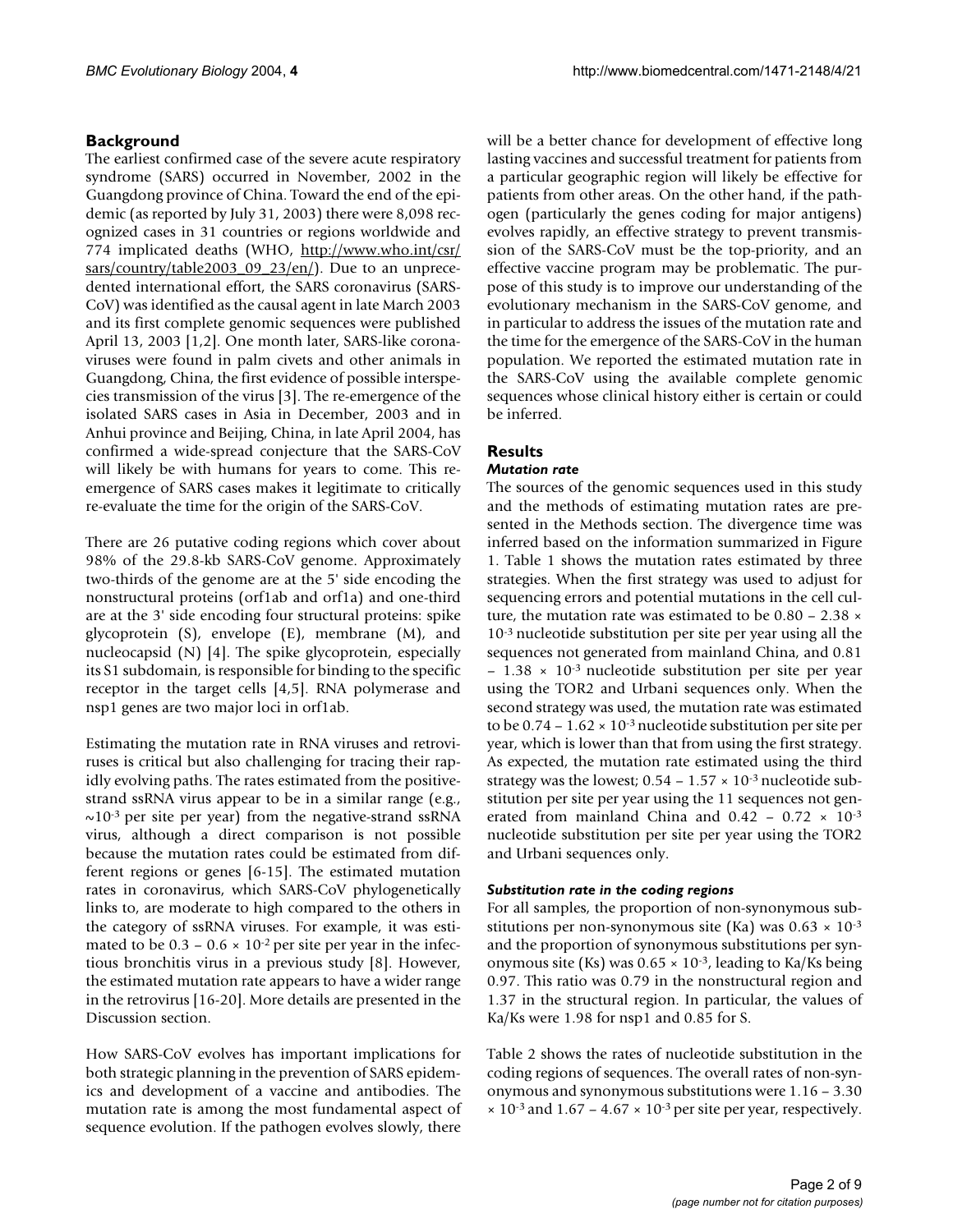## Background

The earliest confirmed case of the severe acute respiratory syndrome (SARS) occurred in November, 2002 in the Guangdong province of China. Toward the end of the epidemic (as reported by July 31, 2003) there were 8,098 recognized cases in 31 countries or regions worldwide and 774 implicated deaths (WHO, http://www.who.int/csr/sars/country/table2003_09_23/en/). Due to an unprecedented international effort, the SARS coronavirus (SARS-CoV) was identified as the causal agent in late March 2003 and its first complete genomic sequences were published April 13, 2003 [1,2]. One month later, SARS-like coronaviruses were found in palm civets and other animals in Guangdong, China, the first evidence of possible interspecies transmission of the virus [3]. The re-emergence of the isolated SARS cases in Asia in December, 2003 and in Anhui province and Beijing, China, in late April 2004, has confirmed a wide-spread conjecture that the SARS-CoV will likely be with humans for years to come. This re-emergence of SARS cases makes it legitimate to critically re-evaluate the time for the origin of the SARS-CoV.

There are 26 putative coding regions which cover about 98% of the 29.8-kb SARS-CoV genome. Approximately two-thirds of the genome are at the 5' side encoding the nonstructural proteins (orf1ab and orf1a) and one-third are at the 3' side encoding four structural proteins: spike glycoprotein (S), envelope (E), membrane (M), and nucleocapsid (N) [4]. The spike glycoprotein, especially its S1 subdomain, is responsible for binding to the specific receptor in the target cells [4,5]. RNA polymerase and nsp1 genes are two major loci in orf1ab.

Estimating the mutation rate in RNA viruses and retroviruses is critical but also challenging for tracing their rapidly evolving paths. The rates estimated from the positive-strand ssRNA virus appear to be in a similar range (e.g., $\sim 10^{-3}$ per site per year) from the negative-strand ssRNA virus, although a direct comparison is not possible because the mutation rates could be estimated from different regions or genes [6-15]. The estimated mutation rates in coronavirus, which SARS-CoV phylogenetically links to, are moderate to high compared to the others in the category of ssRNA viruses. For example, it was estimated to be $0.3 - 0.6 \times 10^{-2}$ per site per year in the infectious bronchitis virus in a previous study [8]. However, the estimated mutation rate appears to have a wider range in the retrovirus [16-20]. More details are presented in the Discussion section.

How SARS-CoV evolves has important implications for both strategic planning in the prevention of SARS epidemics and development of a vaccine and antibodies. The mutation rate is among the most fundamental aspect of sequence evolution. If the pathogen evolves slowly, there will be a better chance for development of effective long lasting vaccines and successful treatment for patients from a particular geographic region will likely be effective for patients from other areas. On the other hand, if the pathogen (particularly the genes coding for major antigens) evolves rapidly, an effective strategy to prevent transmission of the SARS-CoV must be the top-priority, and an effective vaccine program may be problematic. The purpose of this study is to improve our understanding of the evolutionary mechanism in the SARS-CoV genome, and in particular to address the issues of the mutation rate and the time for the emergence of the SARS-CoV in the human population. We reported the estimated mutation rate in the SARS-CoV using the available complete genomic sequences whose clinical history either is certain or could be inferred.

## Results

### *Mutation rate*

The sources of the genomic sequences used in this study and the methods of estimating mutation rates are presented in the Methods section. The divergence time was inferred based on the information summarized in Figure 1. Table 1 shows the mutation rates estimated by three strategies. When the first strategy was used to adjust for sequencing errors and potential mutations in the cell culture, the mutation rate was estimated to be $0.80 - 2.38 \times 10^{-3}$ nucleotide substitution per site per year using all the sequences not generated from mainland China, and $0.81 - 1.38 \times 10^{-3}$ nucleotide substitution per site per year using the TOR2 and Urbani sequences only. When the second strategy was used, the mutation rate was estimated to be $0.74 - 1.62 \times 10^{-3}$ nucleotide substitution per site per year, which is lower than that from using the first strategy. As expected, the mutation rate estimated using the third strategy was the lowest; $0.54 - 1.57 \times 10^{-3}$ nucleotide substitution per site per year using the 11 sequences not generated from mainland China and $0.42 - 0.72 \times 10^{-3}$ nucleotide substitution per site per year using the TOR2 and Urbani sequences only.

### *Substitution rate in the coding regions*

For all samples, the proportion of non-synonymous substitutions per non-synonymous site (Ka) was $0.63 \times 10^{-3}$ and the proportion of synonymous substitutions per synonymous site (Ks) was $0.65 \times 10^{-3}$, leading to Ka/Ks being 0.97. This ratio was 0.79 in the nonstructural region and 1.37 in the structural region. In particular, the values of Ka/Ks were 1.98 for nsp1 and 0.85 for S.

Table 2 shows the rates of nucleotide substitution in the coding regions of sequences. The overall rates of non-synonymous and synonymous substitutions were $1.16 - 3.30 \times 10^{-3}$ and $1.67 - 4.67 \times 10^{-3}$ per site per year, respectively.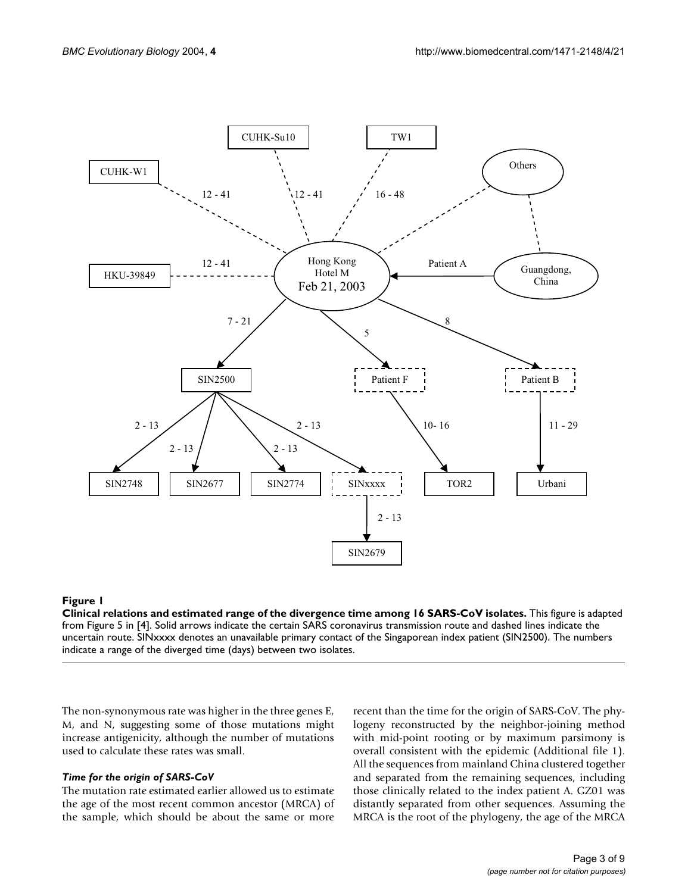**Figure 1**

**Clinical relations and estimated range of the divergence time among 16 SARS-CoV isolates.** This figure is adapted from Figure 5 in [4]. Solid arrows indicate the certain SARS coronavirus transmission route and dashed lines indicate the uncertain route. SINxxxx denotes an unavailable primary contact of the Singaporean index patient (SIN2500). The numbers indicate a range of the diverged time (days) between two isolates.

The non-synonymous rate was higher in the three genes E, M, and N, suggesting some of those mutations might increase antigenicity, although the number of mutations used to calculate these rates was small.

### *Time for the origin of SARS-CoV*

The mutation rate estimated earlier allowed us to estimate the age of the most recent common ancestor (MRCA) of the sample, which should be about the same or more recent than the time for the origin of SARS-CoV. The phylogeny reconstructed by the neighbor-joining method with mid-point rooting or by maximum parsimony is overall consistent with the epidemic (Additional file 1). All the sequences from mainland China clustered together and separated from the remaining sequences, including those clinically related to the index patient A. GZ01 was distantly separated from other sequences. Assuming the MRCA is the root of the phylogeny, the age of the MRCA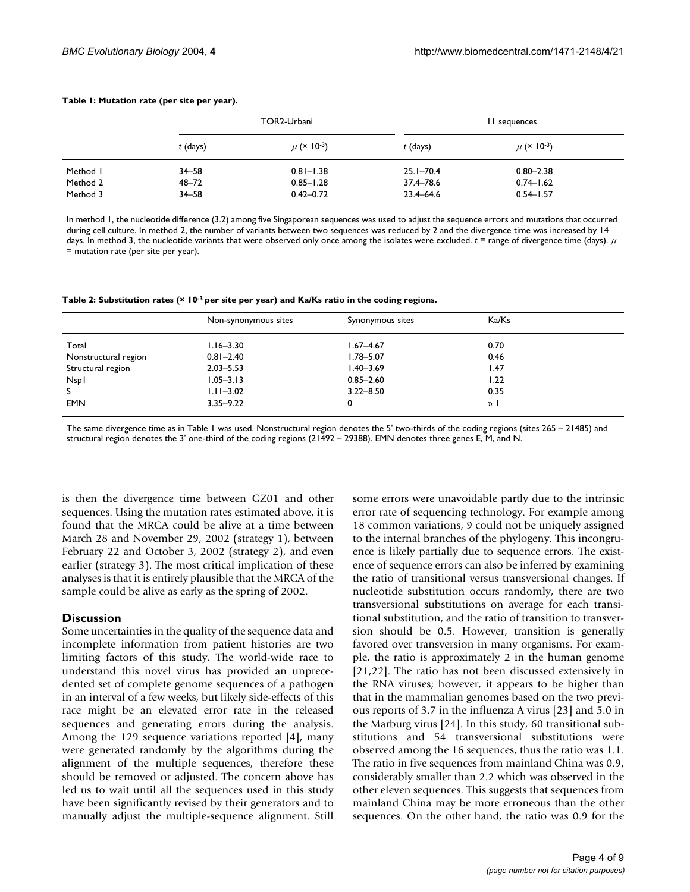**Table 1: Mutation rate (per site per year).**

| | TOR2-Urbani | | 11 sequences | |
|---|---|---|---|---|
| | *t* (days) | $\mu$ (× $10^{-3}$) | *t* (days) | $\mu$ (× $10^{-3}$) |
| Method 1 | 34–58 | 0.81–1.38 | 25.1–70.4 | 0.80–2.38 |
| Method 2 | 48–72 | 0.85–1.28 | 37.4–78.6 | 0.74–1.62 |
| Method 3 | 34–58 | 0.42–0.72 | 23.4–64.6 | 0.54–1.57 |

In method 1, the nucleotide difference (3.2) among five Singaporean sequences was used to adjust the sequence errors and mutations that occurred during cell culture. In method 2, the number of variants between two sequences was reduced by 2 and the divergence time was increased by 14 days. In method 3, the nucleotide variants that were observed only once among the isolates were excluded. *t* = range of divergence time (days). $\mu$ = mutation rate (per site per year).

**Table 2: Substitution rates (× $10^{-3}$ per site per year) and Ka/Ks ratio in the coding regions.**

| | Non-synonymous sites | Synonymous sites | Ka/Ks |
|---|---|---|---|
| Total | 1.16–3.30 | 1.67–4.67 | 0.70 |
| Nonstructural region | 0.81–2.40 | 1.78–5.07 | 0.46 |
| Structural region | 2.03–5.53 | 1.40–3.69 | 1.47 |
| Nsp1 | 1.05–3.13 | 0.85–2.60 | 1.22 |
| S | 1.11–3.02 | 3.22–8.50 | 0.35 |
| EMN | 3.35–9.22 | 0 | $\gg 1$ |

The same divergence time as in Table 1 was used. Nonstructural region denotes the 5' two-thirds of the coding regions (sites 265 – 21485) and structural region denotes the 3' one-third of the coding regions (21492 – 29388). EMN denotes three genes E, M, and N.

is then the divergence time between GZ01 and other sequences. Using the mutation rates estimated above, it is found that the MRCA could be alive at a time between March 28 and November 29, 2002 (strategy 1), between February 22 and October 3, 2002 (strategy 2), and even earlier (strategy 3). The most critical implication of these analyses is that it is entirely plausible that the MRCA of the sample could be alive as early as the spring of 2002.

## Discussion

Some uncertainties in the quality of the sequence data and incomplete information from patient histories are two limiting factors of this study. The world-wide race to understand this novel virus has provided an unprecedented set of complete genome sequences of a pathogen in an interval of a few weeks, but likely side-effects of this race might be an elevated error rate in the released sequences and generating errors during the analysis. Among the 129 sequence variations reported [4], many were generated randomly by the algorithms during the alignment of the multiple sequences, therefore these should be removed or adjusted. The concern above has led us to wait until all the sequences used in this study have been significantly revised by their generators and to manually adjust the multiple-sequence alignment. Still some errors were unavoidable partly due to the intrinsic error rate of sequencing technology. For example among 18 common variations, 9 could not be uniquely assigned to the internal branches of the phylogeny. This incongruence is likely partially due to sequence errors. The existence of sequence errors can also be inferred by examining the ratio of transitional versus transversional changes. If nucleotide substitution occurs randomly, there are two transversional substitutions on average for each transitional substitution, and the ratio of transition to transversion should be 0.5. However, transition is generally favored over transversion in many organisms. For example, the ratio is approximately 2 in the human genome [21,22]. The ratio has not been discussed extensively in the RNA viruses; however, it appears to be higher than that in the mammalian genomes based on the two previous reports of 3.7 in the influenza A virus [23] and 5.0 in the Marburg virus [24]. In this study, 60 transitional substitutions and 54 transversional substitutions were observed among the 16 sequences, thus the ratio was 1.1. The ratio in five sequences from mainland China was 0.9, considerably smaller than 2.2 which was observed in the other eleven sequences. This suggests that sequences from mainland China may be more erroneous than the other sequences. On the other hand, the ratio was 0.9 for the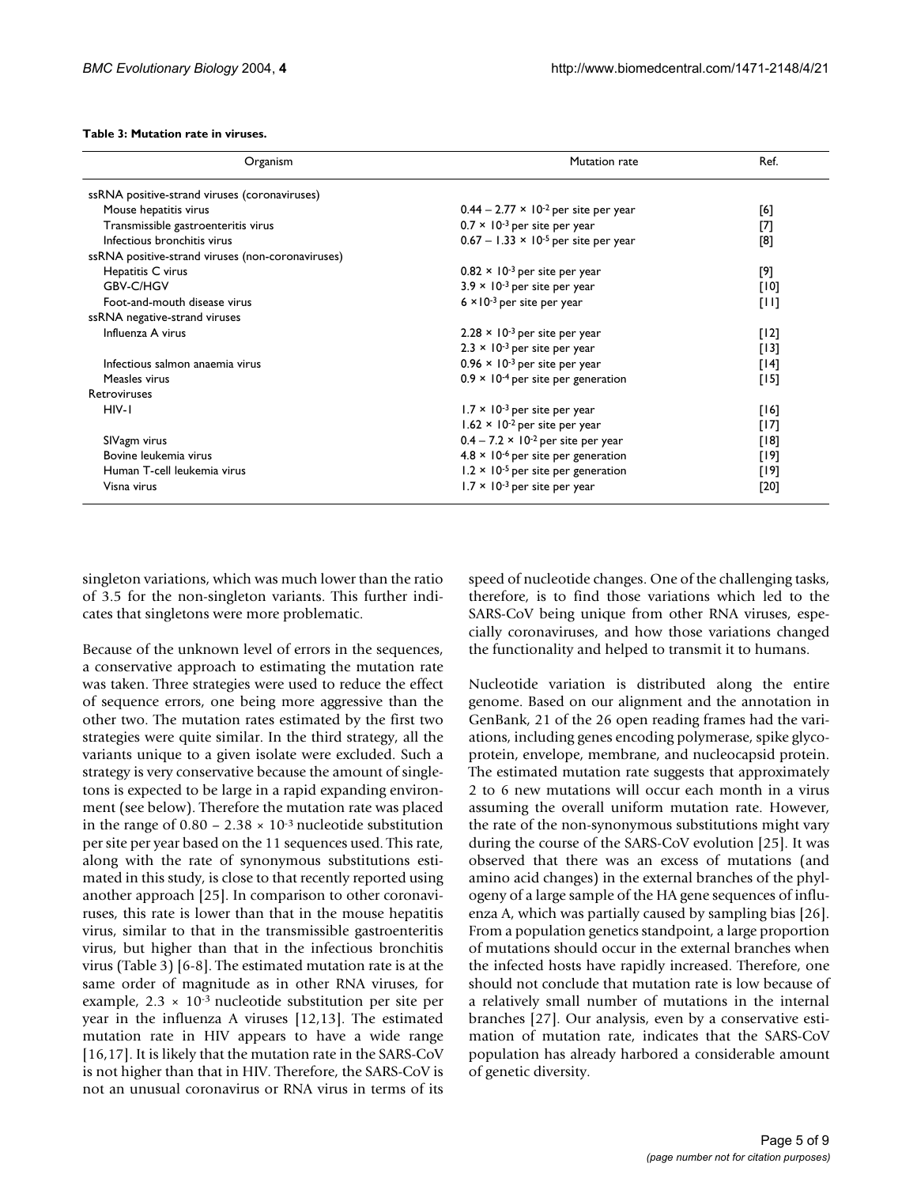**Table 3: Mutation rate in viruses.**

| Organism | Mutation rate | Ref. |
| --- | --- | --- |
| ssRNA positive-strand viruses (coronaviruses) | | |
| Mouse hepatitis virus | $0.44 - 2.77 \times 10^{-2}$ per site per year | [6] |
| Transmissible gastroenteritis virus | $0.7 \times 10^{-3}$ per site per year | [7] |
| Infectious bronchitis virus | $0.67 - 1.33 \times 10^{-5}$ per site per year | [8] |
| ssRNA positive-strand viruses (non-coronaviruses) | | |
| Hepatitis C virus | $0.82 \times 10^{-3}$ per site per year | [9] |
| GBV-C/HGV | $3.9 \times 10^{-3}$ per site per year | [10] |
| Foot-and-mouth disease virus | $6 \times 10^{-3}$ per site per year | [11] |
| ssRNA negative-strand viruses | | |
| Influenza A virus | $2.28 \times 10^{-3}$ per site per year | [12] |
| | $2.3 \times 10^{-3}$ per site per year | [13] |
| Infectious salmon anaemia virus | $0.96 \times 10^{-3}$ per site per year | [14] |
| Measles virus | $0.9 \times 10^{-4}$ per site per generation | [15] |
| Retroviruses | | |
| HIV-1 | $1.7 \times 10^{-3}$ per site per year | [16] |
| | $1.62 \times 10^{-2}$ per site per year | [17] |
| SIVagm virus | $0.4 - 7.2 \times 10^{-2}$ per site per year | [18] |
| Bovine leukemia virus | $4.8 \times 10^{-6}$ per site per generation | [19] |
| Human T-cell leukemia virus | $1.2 \times 10^{-5}$ per site per generation | [19] |
| Visna virus | $1.7 \times 10^{-3}$ per site per year | [20] |

singleton variations, which was much lower than the ratio of 3.5 for the non-singleton variants. This further indicates that singletons were more problematic.

Because of the unknown level of errors in the sequences, a conservative approach to estimating the mutation rate was taken. Three strategies were used to reduce the effect of sequence errors, one being more aggressive than the other two. The mutation rates estimated by the first two strategies were quite similar. In the third strategy, all the variants unique to a given isolate were excluded. Such a strategy is very conservative because the amount of singletons is expected to be large in a rapid expanding environment (see below). Therefore the mutation rate was placed in the range of $0.80 - 2.38 \times 10^{-3}$ nucleotide substitution per site per year based on the 11 sequences used. This rate, along with the rate of synonymous substitutions estimated in this study, is close to that recently reported using another approach [25]. In comparison to other coronaviruses, this rate is lower than that in the mouse hepatitis virus, similar to that in the transmissible gastroenteritis virus, but higher than that in the infectious bronchitis virus (Table 3) [6-8]. The estimated mutation rate is at the same order of magnitude as in other RNA viruses, for example, $2.3 \times 10^{-3}$ nucleotide substitution per site per year in the influenza A viruses [12,13]. The estimated mutation rate in HIV appears to have a wide range [16,17]. It is likely that the mutation rate in the SARS-CoV is not higher than that in HIV. Therefore, the SARS-CoV is not an unusual coronavirus or RNA virus in terms of its speed of nucleotide changes. One of the challenging tasks, therefore, is to find those variations which led to the SARS-CoV being unique from other RNA viruses, especially coronaviruses, and how those variations changed the functionality and helped to transmit it to humans.

Nucleotide variation is distributed along the entire genome. Based on our alignment and the annotation in GenBank, 21 of the 26 open reading frames had the variations, including genes encoding polymerase, spike glycoprotein, envelope, membrane, and nucleocapsid protein. The estimated mutation rate suggests that approximately 2 to 6 new mutations will occur each month in a virus assuming the overall uniform mutation rate. However, the rate of the non-synonymous substitutions might vary during the course of the SARS-CoV evolution [25]. It was observed that there was an excess of mutations (and amino acid changes) in the external branches of the phylogeny of a large sample of the HA gene sequences of influenza A, which was partially caused by sampling bias [26]. From a population genetics standpoint, a large proportion of mutations should occur in the external branches when the infected hosts have rapidly increased. Therefore, one should not conclude that mutation rate is low because of a relatively small number of mutations in the internal branches [27]. Our analysis, even by a conservative estimation of mutation rate, indicates that the SARS-CoV population has already harbored a considerable amount of genetic diversity.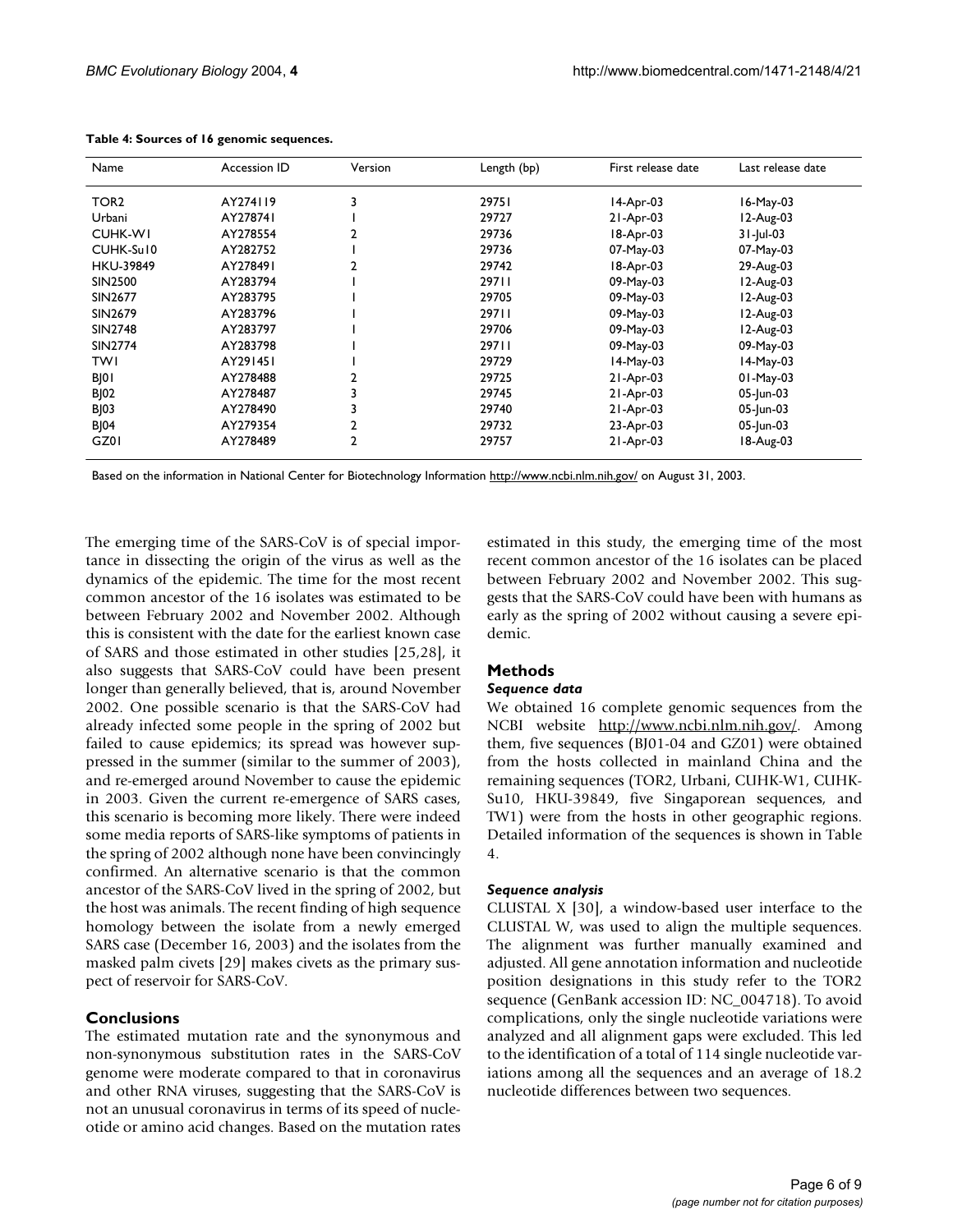**Table 4: Sources of 16 genomic sequences.**

| Name | Accession ID | Version | Length (bp) | First release date | Last release date |
|---|---|---|---|---|---|
| TOR2 | AY274119 | 3 | 29751 | 14-Apr-03 | 16-May-03 |
| Urbani | AY278741 | 1 | 29727 | 21-Apr-03 | 12-Aug-03 |
| CUHK-W1 | AY278554 | 2 | 29736 | 18-Apr-03 | 31-Jul-03 |
| CUHK-Su10 | AY282752 | 1 | 29736 | 07-May-03 | 07-May-03 |
| HKU-39849 | AY278491 | 2 | 29742 | 18-Apr-03 | 29-Aug-03 |
| SIN2500 | AY283794 | 1 | 29711 | 09-May-03 | 12-Aug-03 |
| SIN2677 | AY283795 | 1 | 29705 | 09-May-03 | 12-Aug-03 |
| SIN2679 | AY283796 | 1 | 29711 | 09-May-03 | 12-Aug-03 |
| SIN2748 | AY283797 | 1 | 29706 | 09-May-03 | 12-Aug-03 |
| SIN2774 | AY283798 | 1 | 29711 | 09-May-03 | 09-May-03 |
| TW1 | AY291451 | 1 | 29729 | 14-May-03 | 14-May-03 |
| BJ01 | AY278488 | 2 | 29725 | 21-Apr-03 | 01-May-03 |
| BJ02 | AY278487 | 3 | 29745 | 21-Apr-03 | 05-Jun-03 |
| BJ03 | AY278490 | 3 | 29740 | 21-Apr-03 | 05-Jun-03 |
| BJ04 | AY279354 | 2 | 29732 | 23-Apr-03 | 05-Jun-03 |
| GZ01 | AY278489 | 2 | 29757 | 21-Apr-03 | 18-Aug-03 |

Based on the information in National Center for Biotechnology Information http://www.ncbi.nlm.nih.gov/ on August 31, 2003.

The emerging time of the SARS-CoV is of special importance in dissecting the origin of the virus as well as the dynamics of the epidemic. The time for the most recent common ancestor of the 16 isolates was estimated to be between February 2002 and November 2002. Although this is consistent with the date for the earliest known case of SARS and those estimated in other studies [25,28], it also suggests that SARS-CoV could have been present longer than generally believed, that is, around November 2002. One possible scenario is that the SARS-CoV had already infected some people in the spring of 2002 but failed to cause epidemics; its spread was however suppressed in the summer (similar to the summer of 2003), and re-emerged around November to cause the epidemic in 2003. Given the current re-emergence of SARS cases, this scenario is becoming more likely. There were indeed some media reports of SARS-like symptoms of patients in the spring of 2002 although none have been convincingly confirmed. An alternative scenario is that the common ancestor of the SARS-CoV lived in the spring of 2002, but the host was animals. The recent finding of high sequence homology between the isolate from a newly emerged SARS case (December 16, 2003) and the isolates from the masked palm civets [29] makes civets as the primary suspect of reservoir for SARS-CoV.

## Conclusions

The estimated mutation rate and the synonymous and non-synonymous substitution rates in the SARS-CoV genome were moderate compared to that in coronavirus and other RNA viruses, suggesting that the SARS-CoV is not an unusual coronavirus in terms of its speed of nucleotide or amino acid changes. Based on the mutation rates estimated in this study, the emerging time of the most recent common ancestor of the 16 isolates can be placed between February 2002 and November 2002. This suggests that the SARS-CoV could have been with humans as early as the spring of 2002 without causing a severe epidemic.

## Methods

### *Sequence data*

We obtained 16 complete genomic sequences from the NCBI website http://www.ncbi.nlm.nih.gov/. Among them, five sequences (BJ01-04 and GZ01) were obtained from the hosts collected in mainland China and the remaining sequences (TOR2, Urbani, CUHK-W1, CUHK-Su10, HKU-39849, five Singaporean sequences, and TW1) were from the hosts in other geographic regions. Detailed information of the sequences is shown in Table 4.

### *Sequence analysis*

CLUSTAL X [30], a window-based user interface to the CLUSTAL W, was used to align the multiple sequences. The alignment was further manually examined and adjusted. All gene annotation information and nucleotide position designations in this study refer to the TOR2 sequence (GenBank accession ID: NC_004718). To avoid complications, only the single nucleotide variations were analyzed and all alignment gaps were excluded. This led to the identification of a total of 114 single nucleotide variations among all the sequences and an average of 18.2 nucleotide differences between two sequences.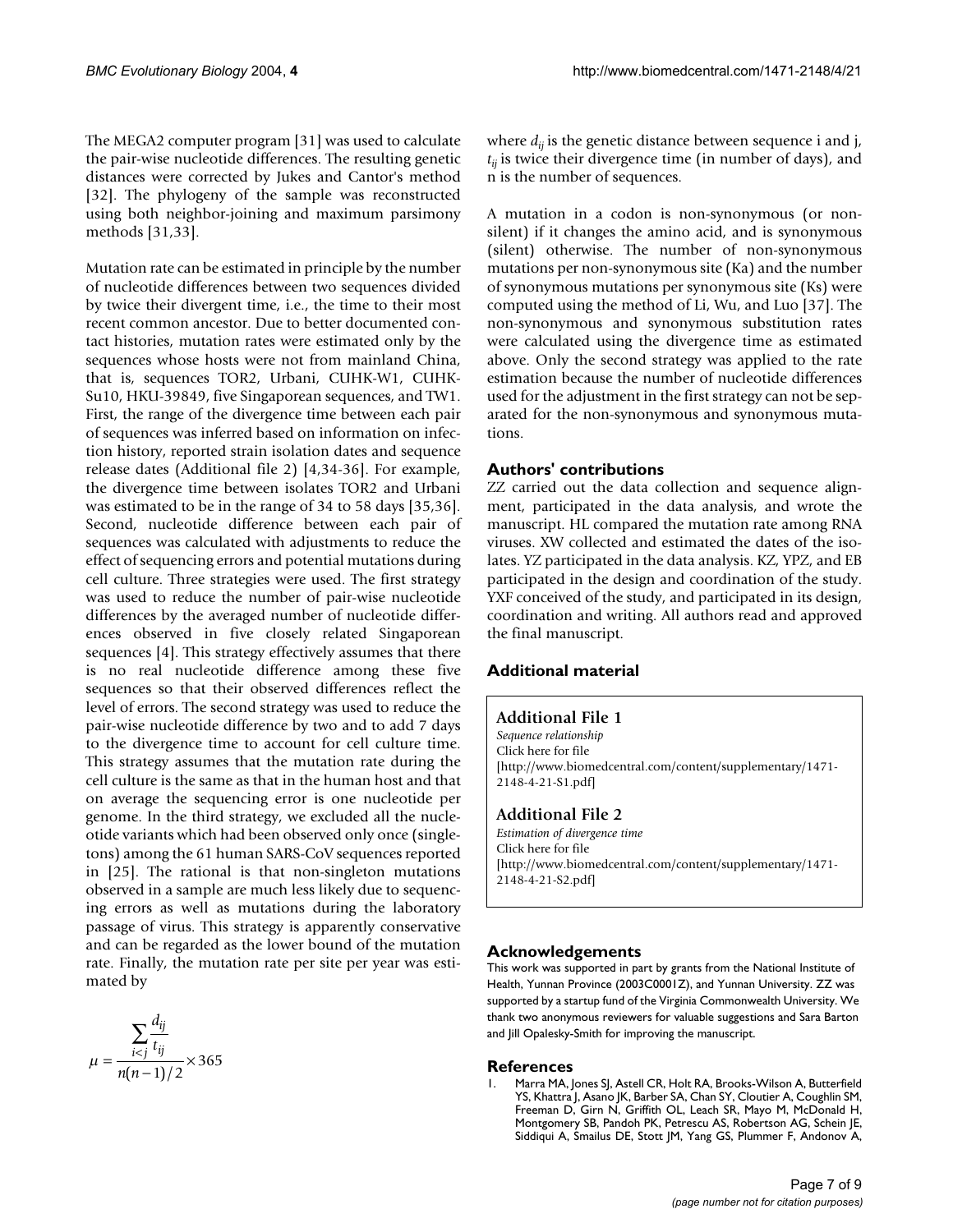The MEGA2 computer program [31] was used to calculate the pair-wise nucleotide differences. The resulting genetic distances were corrected by Jukes and Cantor's method [32]. The phylogeny of the sample was reconstructed using both neighbor-joining and maximum parsimony methods [31,33].

Mutation rate can be estimated in principle by the number of nucleotide differences between two sequences divided by twice their divergent time, i.e., the time to their most recent common ancestor. Due to better documented contact histories, mutation rates were estimated only by the sequences whose hosts were not from mainland China, that is, sequences TOR2, Urbani, CUHK-W1, CUHK-Su10, HKU-39849, five Singaporean sequences, and TW1. First, the range of the divergence time between each pair of sequences was inferred based on information on infection history, reported strain isolation dates and sequence release dates (Additional file 2) [4,34-36]. For example, the divergence time between isolates TOR2 and Urbani was estimated to be in the range of 34 to 58 days [35,36]. Second, nucleotide difference between each pair of sequences was calculated with adjustments to reduce the effect of sequencing errors and potential mutations during cell culture. Three strategies were used. The first strategy was used to reduce the number of pair-wise nucleotide differences by the averaged number of nucleotide differences observed in five closely related Singaporean sequences [4]. This strategy effectively assumes that there is no real nucleotide difference among these five sequences so that their observed differences reflect the level of errors. The second strategy was used to reduce the pair-wise nucleotide difference by two and to add 7 days to the divergence time to account for cell culture time. This strategy assumes that the mutation rate during the cell culture is the same as that in the human host and that on average the sequencing error is one nucleotide per genome. In the third strategy, we excluded all the nucleotide variants which had been observed only once (singletons) among the 61 human SARS-CoV sequences reported in [25]. The rational is that non-singleton mutations observed in a sample are much less likely due to sequencing errors as well as mutations during the laboratory passage of virus. This strategy is apparently conservative and can be regarded as the lower bound of the mutation rate. Finally, the mutation rate per site per year was estimated by

$$\mu = \frac{\sum_{i<j} \frac{d_{ij}}{t_{ij}}}{n(n-1)/2} \times 365$$

where $d_{ij}$ is the genetic distance between sequence i and j, $t_{ij}$ is twice their divergence time (in number of days), and n is the number of sequences.

A mutation in a codon is non-synonymous (or non-silent) if it changes the amino acid, and is synonymous (silent) otherwise. The number of non-synonymous mutations per non-synonymous site (Ka) and the number of synonymous mutations per synonymous site (Ks) were computed using the method of Li, Wu, and Luo [37]. The non-synonymous and synonymous substitution rates were calculated using the divergence time as estimated above. Only the second strategy was applied to the rate estimation because the number of nucleotide differences used for the adjustment in the first strategy can not be separated for the non-synonymous and synonymous mutations.

## Authors' contributions

ZZ carried out the data collection and sequence alignment, participated in the data analysis, and wrote the manuscript. HL compared the mutation rate among RNA viruses. XW collected and estimated the dates of the isolates. YZ participated in the data analysis. KZ, YPZ, and EB participated in the design and coordination of the study. YXF conceived of the study, and participated in its design, coordination and writing. All authors read and approved the final manuscript.

## Additional material

### Additional File 1

*Sequence relationship*
Click here for file
[http://www.biomedcentral.com/content/supplementary/1471-2148-4-21-S1.pdf]

### Additional File 2

*Estimation of divergence time*
Click here for file
[http://www.biomedcentral.com/content/supplementary/1471-2148-4-21-S2.pdf]

## Acknowledgements

This work was supported in part by grants from the National Institute of Health, Yunnan Province (2003C0001Z), and Yunnan University. ZZ was supported by a startup fund of the Virginia Commonwealth University. We thank two anonymous reviewers for valuable suggestions and Sara Barton and Jill Opalesky-Smith for improving the manuscript.

## References

1. Marra MA, Jones SJ, Astell CR, Holt RA, Brooks-Wilson A, Butterfield YS, Khattra J, Asano JK, Barber SA, Chan SY, Cloutier A, Coughlin SM, Freeman D, Girn N, Griffith OL, Leach SR, Mayo M, McDonald H, Montgomery SB, Pandoh PK, Petrescu AS, Robertson AG, Schein JE, Siddiqui A, Smailus DE, Stott JM, Yang GS, Plummer F, Andonov A,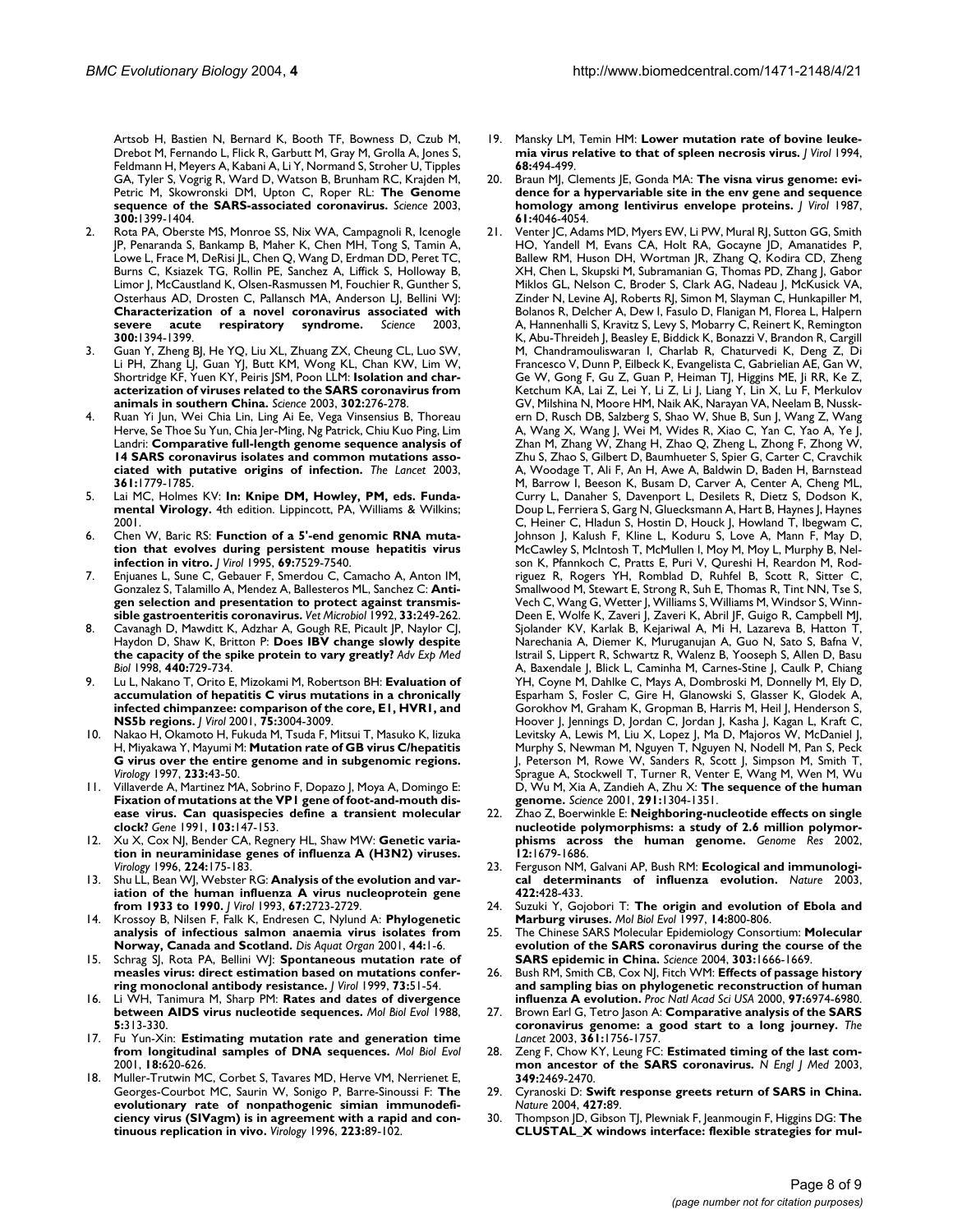Artsob H, Bastien N, Bernard K, Booth TF, Bowness D, Czub M, Drebot M, Fernando L, Flick R, Garbutt M, Gray M, Grolla A, Jones S, Feldmann H, Meyers A, Kabani A, Li Y, Normand S, Stroher U, Tipples GA, Tyler S, Vogrig R, Ward D, Watson B, Brunham RC, Krajden M, Petric M, Skowronski DM, Upton C, Roper RL: **The Genome sequence of the SARS-associated coronavirus.** *Science* 2003, **300:**1399-1404.

2. Rota PA, Oberste MS, Monroe SS, Nix WA, Campagnoli R, Icenogle JP, Penaranda S, Bankamp B, Maher K, Chen MH, Tong S, Tamin A, Lowe L, Frace M, DeRisi JL, Chen Q, Wang D, Erdman DD, Peret TC, Burns C, Ksiazek TG, Rollin PE, Sanchez A, Liffick S, Holloway B, Limor J, McCaustland K, Olsen-Rasmussen M, Fouchier R, Gunther S, Osterhaus AD, Drosten C, Pallansch MA, Anderson LJ, Bellini WJ: **Characterization of a novel coronavirus associated with severe acute respiratory syndrome.** *Science* 2003, **300:**1394-1399.
3. Guan Y, Zheng BJ, He YQ, Liu XL, Zhuang ZX, Cheung CL, Luo SW, Li PH, Zhang LJ, Guan YJ, Butt KM, Wong KL, Chan KW, Lim W, Shortridge KF, Yuen KY, Peiris JSM, Poon LLM: **Isolation and characterization of viruses related to the SARS coronavirus from animals in southern China.** *Science* 2003, **302:**276-278.
4. Ruan Yi Jun, Wei Chia Lin, Ling Ai Ee, Vega Vinsensius B, Thoreau Herve, Se Thoe Su Yun, Chia Jer-Ming, Ng Patrick, Chiu Kuo Ping, Lim Landri: **Comparative full-length genome sequence analysis of 14 SARS coronavirus isolates and common mutations associated with putative origins of infection.** *The Lancet* 2003, **361:**1779-1785.
5. Lai MC, Holmes KV: **In: Knipe DM, Howley, PM, eds. Fundamental Virology.** 4th edition. Lippincott, PA, Williams & Wilkins; 2001.
6. Chen W, Baric RS: **Function of a 5'-end genomic RNA mutation that evolves during persistent mouse hepatitis virus infection in vitro.** *J Virol* 1995, **69:**7529-7540.
7. Enjuanes L, Sune C, Gebauer F, Smerdou C, Camacho A, Anton IM, Gonzalez S, Talamillo A, Mendez A, Ballesteros ML, Sanchez C: **Antigen selection and presentation to protect against transmissible gastroenteritis coronavirus.** *Vet Microbiol* 1992, **33:**249-262.
8. Cavanagh D, Mawditt K, Adzhar A, Gough RE, Picault JP, Naylor CJ, Haydon D, Shaw K, Britton P: **Does IBV change slowly despite the capacity of the spike protein to vary greatly?** *Adv Exp Med Biol* 1998, **440:**729-734.
9. Lu L, Nakano T, Orito E, Mizokami M, Robertson BH: **Evaluation of accumulation of hepatitis C virus mutations in a chronically infected chimpanzee: comparison of the core, E1, HVR1, and NS5b regions.** *J Virol* 2001, **75:**3004-3009.
10. Nakao H, Okamoto H, Fukuda M, Tsuda F, Mitsui T, Masuko K, Iizuka H, Miyakawa Y, Mayumi M: **Mutation rate of GB virus C/hepatitis G virus over the entire genome and in subgenomic regions.** *Virology* 1997, **233:**43-50.
11. Villaverde A, Martinez MA, Sobrino F, Dopazo J, Moya A, Domingo E: **Fixation of mutations at the VP1 gene of foot-and-mouth disease virus. Can quasispecies define a transient molecular clock?** *Gene* 1991, **103:**147-153.
12. Xu X, Cox NJ, Bender CA, Regnery HL, Shaw MW: **Genetic variation in neuraminidase genes of influenza A (H3N2) viruses.** *Virology* 1996, **224:**175-183.
13. Shu LL, Bean WJ, Webster RG: **Analysis of the evolution and variation of the human influenza A virus nucleoprotein gene from 1933 to 1990.** *J Virol* 1993, **67:**2723-2729.
14. Krossoy B, Nilsen F, Falk K, Endresen C, Nylund A: **Phylogenetic analysis of infectious salmon anaemia virus isolates from Norway, Canada and Scotland.** *Dis Aquat Organ* 2001, **44:**1-6.
15. Schrag SJ, Rota PA, Bellini WJ: **Spontaneous mutation rate of measles virus: direct estimation based on mutations conferring monoclonal antibody resistance.** *J Virol* 1999, **73:**51-54.
16. Li WH, Tanimura M, Sharp PM: **Rates and dates of divergence between AIDS virus nucleotide sequences.** *Mol Biol Evol* 1988, **5:**313-330.
17. Fu Yun-Xin: **Estimating mutation rate and generation time from longitudinal samples of DNA sequences.** *Mol Biol Evol* 2001, **18:**620-626.
18. Muller-Trutwin MC, Corbet S, Tavares MD, Herve VM, Nerrienet E, Georges-Courbot MC, Saurin W, Sonigo P, Barre-Sinoussi F: **The evolutionary rate of nonpathogenic simian immunodeficiency virus (SIVagm) is in agreement with a rapid and continuous replication in vivo.** *Virology* 1996, **223:**89-102.
19. Mansky LM, Temin HM: **Lower mutation rate of bovine leukemia virus relative to that of spleen necrosis virus.** *J Virol* 1994, **68:**494-499.
20. Braun MJ, Clements JE, Gonda MA: **The visna virus genome: evidence for a hypervariable site in the env gene and sequence homology among lentivirus envelope proteins.** *J Virol* 1987, **61:**4046-4054.
21. Venter JC, Adams MD, Myers EW, Li PW, Mural RJ, Sutton GG, Smith HO, Yandell M, Evans CA, Holt RA, Gocayne JD, Amanatides P, Ballew RM, Huson DH, Wortman JR, Zhang Q, Kodira CD, Zheng XH, Chen L, Skupski M, Subramanian G, Thomas PD, Zhang J, Gabor Miklos GL, Nelson C, Broder S, Clark AG, Nadeau J, McKusick VA, Zinder N, Levine AJ, Roberts RJ, Simon M, Slayman C, Hunkapiller M, Bolanos R, Delcher A, Dew I, Fasulo D, Flanigan M, Florea L, Halpern A, Hannenhalli S, Kravitz S, Levy S, Mobarry C, Reinert K, Remington K, Abu-Threideh J, Beasley E, Biddick K, Bonazzi V, Brandon R, Cargill M, Chandramouliswaran I, Charlab R, Chaturvedi K, Deng Z, Di Francesco V, Dunn P, Eilbeck K, Evangelista C, Gabrielian AE, Gan W, Ge W, Gong F, Gu Z, Guan P, Heiman TJ, Higgins ME, Ji RR, Ke Z, Ketchum KA, Lai Z, Lei Y, Li Z, Li J, Liang Y, Lin X, Lu F, Merkulov GV, Milshina N, Moore HM, Naik AK, Narayan VA, Neelam B, Nusskern D, Rusch DB, Salzberg S, Shao W, Shue B, Sun J, Wang Z, Wang A, Wang X, Wang J, Wei M, Wides R, Xiao C, Yan C, Yao A, Ye J, Zhan M, Zhang W, Zhang H, Zhao Q, Zheng L, Zhong F, Zhong W, Zhu S, Zhao S, Gilbert D, Baumhueter S, Spier G, Carter C, Cravchik A, Woodage T, Ali F, An H, Awe A, Baldwin D, Baden H, Barnstead M, Barrow I, Beeson K, Busam D, Carver A, Center A, Cheng ML, Curry L, Danaher S, Davenport L, Desilets R, Dietz S, Dodson K, Doup L, Ferriera S, Garg N, Gluecksmann A, Hart B, Haynes J, Haynes C, Heiner C, Hladun S, Hostin D, Houck J, Howland T, Ibegwam C, Johnson J, Kalush F, Kline L, Koduru S, Love A, Mann F, May D, McCawley S, McIntosh T, McMullen I, Moy M, Moy L, Murphy B, Nelson K, Pfannkoch C, Pratts E, Puri V, Qureshi H, Reardon M, Rodriguez R, Rogers YH, Romblad D, Ruhfel B, Scott R, Sitter C, Smallwood M, Stewart E, Strong R, Suh E, Thomas R, Tint NN, Tse S, Vech C, Wang G, Wetter J, Williams S, Williams M, Windsor S, Winn-Deen E, Wolfe K, Zaveri J, Zaveri K, Abril JF, Guigo R, Campbell MJ, Sjolander KV, Karlak B, Kejariwal A, Mi H, Lazareva B, Hatton T, Narechania A, Diemer K, Muruganujan A, Guo N, Sato S, Bafna V, Istrail S, Lippert R, Schwartz R, Walenz B, Yooseph S, Allen D, Basu A, Baxendale J, Blick L, Caminha M, Carnes-Stine J, Caulk P, Chiang YH, Coyne M, Dahlke C, Mays A, Dombroski M, Donnelly M, Ely D, Esparham S, Fosler C, Gire H, Glanowski S, Glasser K, Glodek A, Gorokhov M, Graham K, Gropman B, Harris M, Heil J, Henderson S, Hoover J, Jennings D, Jordan C, Jordan J, Kasha J, Kagan L, Kraft C, Levitsky A, Lewis M, Liu X, Lopez J, Ma D, Majoros W, McDaniel J, Murphy S, Newman M, Nguyen T, Nguyen N, Nodell M, Pan S, Peck J, Peterson M, Rowe W, Sanders R, Scott J, Simpson M, Smith T, Sprague A, Stockwell T, Turner R, Venter E, Wang M, Wen M, Wu D, Wu M, Xia A, Zandieh A, Zhu X: **The sequence of the human genome.** *Science* 2001, **291:**1304-1351.
22. Zhao Z, Boerwinkle E: **Neighboring-nucleotide effects on single nucleotide polymorphisms: a study of 2.6 million polymorphisms across the human genome.** *Genome Res* 2002, **12:**1679-1686.
23. Ferguson NM, Galvani AP, Bush RM: **Ecological and immunological determinants of influenza evolution.** *Nature* 2003, **422:**428-433.
24. Suzuki Y, Gojobori T: **The origin and evolution of Ebola and Marburg viruses.** *Mol Biol Evol* 1997, **14:**800-806.
25. The Chinese SARS Molecular Epidemiology Consortium: **Molecular evolution of the SARS coronavirus during the course of the SARS epidemic in China.** *Science* 2004, **303:**1666-1669.
26. Bush RM, Smith CB, Cox NJ, Fitch WM: **Effects of passage history and sampling bias on phylogenetic reconstruction of human influenza A evolution.** *Proc Natl Acad Sci USA* 2000, **97:**6974-6980.
27. Brown Earl G, Tetro Jason A: **Comparative analysis of the SARS coronavirus genome: a good start to a long journey.** *The Lancet* 2003, **361:**1756-1757.
28. Zeng F, Chow KY, Leung FC: **Estimated timing of the last common ancestor of the SARS coronavirus.** *N Engl J Med* 2003, **349:**2469-2470.
29. Cyranoski D: **Swift response greets return of SARS in China.** *Nature* 2004, **427:**89.
30. Thompson JD, Gibson TJ, Plewniak F, Jeanmougin F, Higgins DG: **The CLUSTAL_X windows interface: flexible strategies for mul-**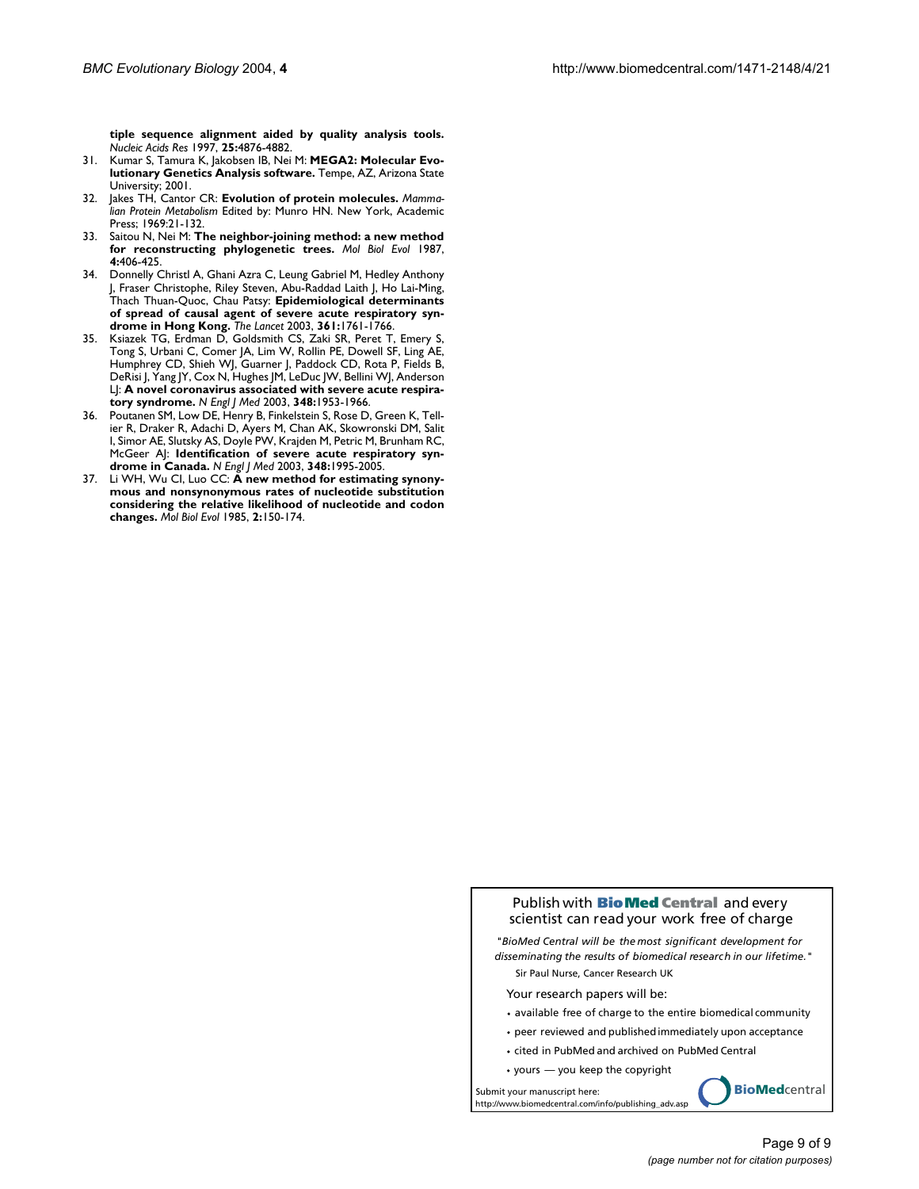tiple sequence alignment aided by quality analysis tools.** *Nucleic Acids Res* 1997, **25:**4876-4882.

31. Kumar S, Tamura K, Jakobsen IB, Nei M: **MEGA2: Molecular Evolutionary Genetics Analysis software.** Tempe, AZ, Arizona State University; 2001.
32. Jakes TH, Cantor CR: **Evolution of protein molecules.** *Mammalian Protein Metabolism* Edited by: Munro HN. New York, Academic Press; 1969:21-132.
33. Saitou N, Nei M: **The neighbor-joining method: a new method for reconstructing phylogenetic trees.** *Mol Biol Evol* 1987, **4:**406-425.
34. Donnelly Christl A, Ghani Azra C, Leung Gabriel M, Hedley Anthony J, Fraser Christophe, Riley Steven, Abu-Raddad Laith J, Ho Lai-Ming, Thach Thuan-Quoc, Chau Patsy: **Epidemiological determinants of spread of causal agent of severe acute respiratory syndrome in Hong Kong.** *The Lancet* 2003, **361:**1761-1766.
35. Ksiazek TG, Erdman D, Goldsmith CS, Zaki SR, Peret T, Emery S, Tong S, Urbani C, Comer JA, Lim W, Rollin PE, Dowell SF, Ling AE, Humphrey CD, Shieh WJ, Guarner J, Paddock CD, Rota P, Fields B, DeRisi J, Yang JY, Cox N, Hughes JM, LeDuc JW, Bellini WJ, Anderson LJ: **A novel coronavirus associated with severe acute respiratory syndrome.** *N Engl J Med* 2003, **348:**1953-1966.
36. Poutanen SM, Low DE, Henry B, Finkelstein S, Rose D, Green K, Tellier R, Draker R, Adachi D, Ayers M, Chan AK, Skowronski DM, Salit I, Simor AE, Slutsky AS, Doyle PW, Krajden M, Petric M, Brunham RC, McGeer AJ: **Identification of severe acute respiratory syndrome in Canada.** *N Engl J Med* 2003, **348:**1995-2005.
37. Li WH, Wu CI, Luo CC: **A new method for estimating synonymous and nonsynonymous rates of nucleotide substitution considering the relative likelihood of nucleotide and codon changes.** *Mol Biol Evol* 1985, **2:**150-174.

Publish with **BioMed Central** and every scientist can read your work free of charge

*"BioMed Central will be the most significant development for disseminating the results of biomedical research in our lifetime."*

Sir Paul Nurse, Cancer Research UK

Your research papers will be:

- available free of charge to the entire biomedical community
- peer reviewed and published immediately upon acceptance
- cited in PubMed and archived on PubMed Central
- yours — you keep the copyright

Submit your manuscript here:
http://www.biomedcentral.com/info/publishing_adv.asp

**BioMed**central